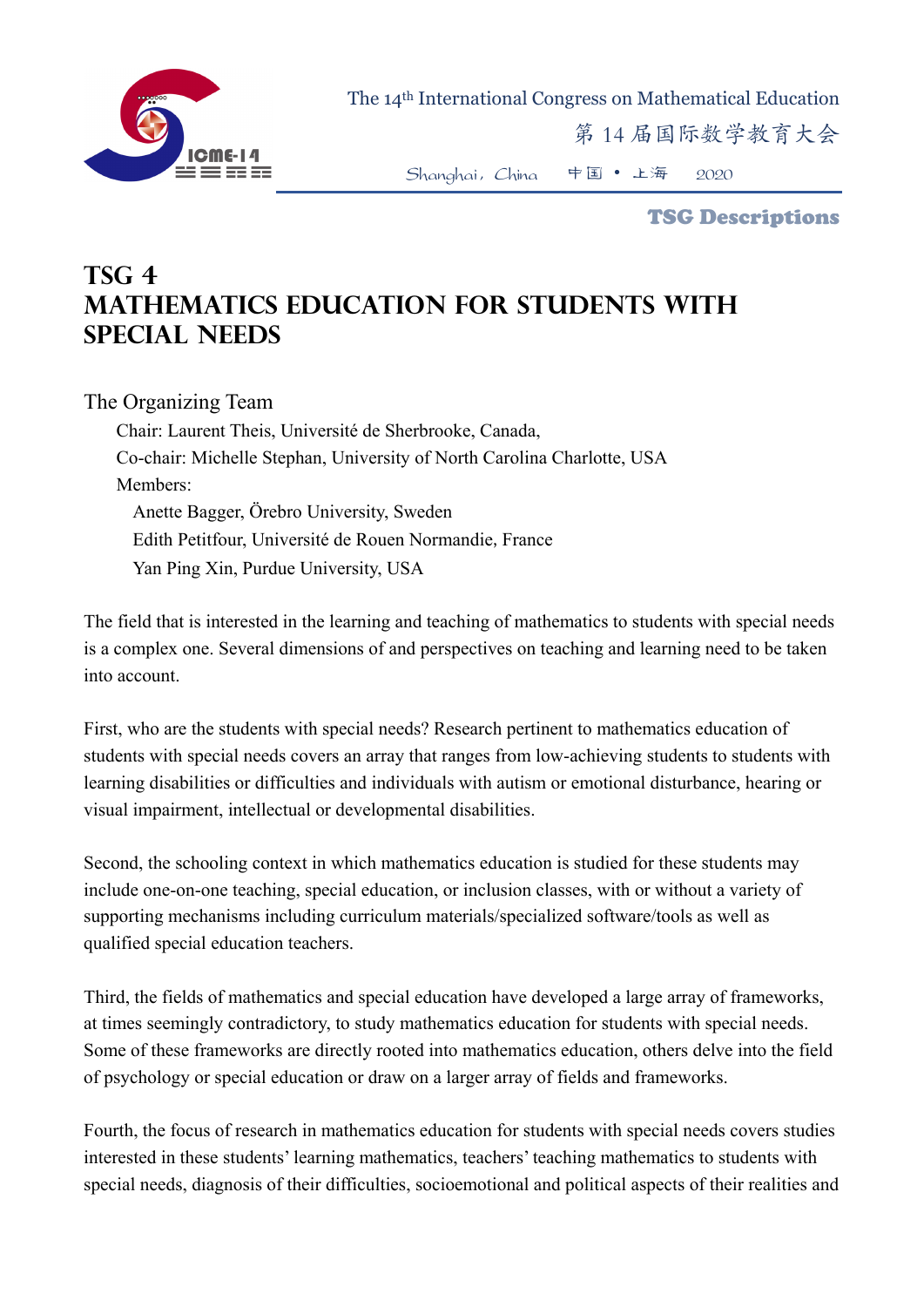The 14th International Congress on Mathematical Education

第 14 届国际数学教育大会

Shanghai, China 中国 • 上海 2020

**TSG Descriptions**

# TSG 4
# MATHEMATICS EDUCATION FOR STUDENTS WITH SPECIAL NEEDS

The Organizing Team

Chair: Laurent Theis, Université de Sherbrooke, Canada,

Co-chair: Michelle Stephan, University of North Carolina Charlotte, USA

Members:

Anette Bagger, Örebro University, Sweden

Edith Petitfour, Université de Rouen Normandie, France

Yan Ping Xin, Purdue University, USA

The field that is interested in the learning and teaching of mathematics to students with special needs is a complex one. Several dimensions of and perspectives on teaching and learning need to be taken into account.

First, who are the students with special needs? Research pertinent to mathematics education of students with special needs covers an array that ranges from low-achieving students to students with learning disabilities or difficulties and individuals with autism or emotional disturbance, hearing or visual impairment, intellectual or developmental disabilities.

Second, the schooling context in which mathematics education is studied for these students may include one-on-one teaching, special education, or inclusion classes, with or without a variety of supporting mechanisms including curriculum materials/specialized software/tools as well as qualified special education teachers.

Third, the fields of mathematics and special education have developed a large array of frameworks, at times seemingly contradictory, to study mathematics education for students with special needs. Some of these frameworks are directly rooted into mathematics education, others delve into the field of psychology or special education or draw on a larger array of fields and frameworks.

Fourth, the focus of research in mathematics education for students with special needs covers studies interested in these students' learning mathematics, teachers' teaching mathematics to students with special needs, diagnosis of their difficulties, socioemotional and political aspects of their realities and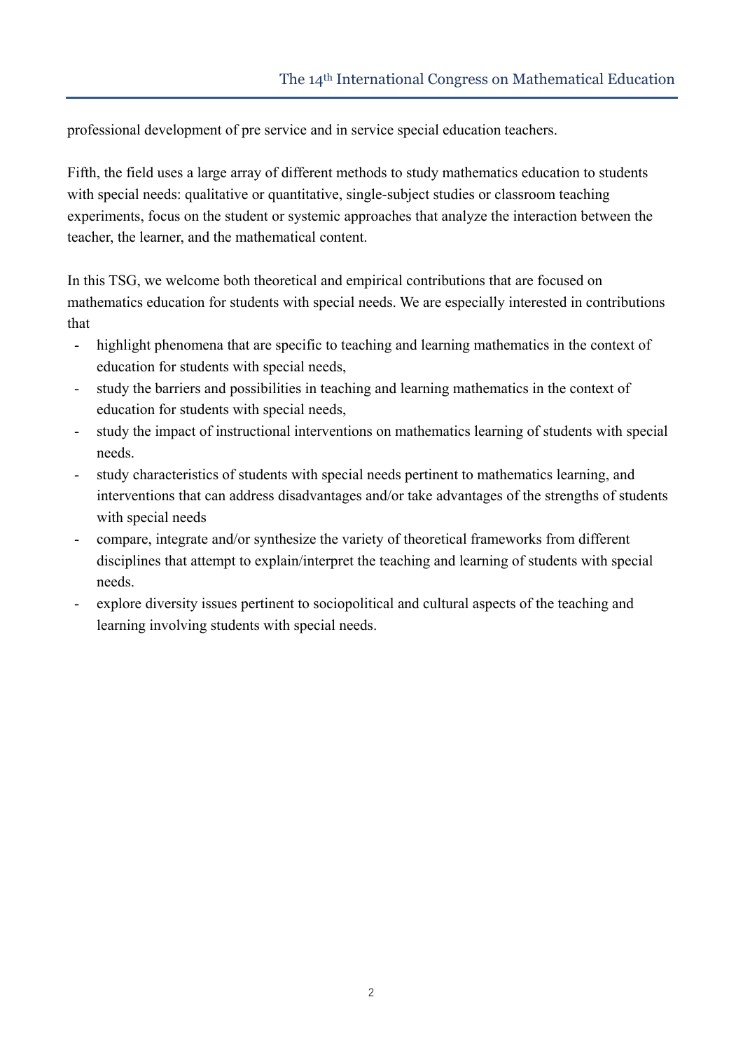professional development of pre service and in service special education teachers.

Fifth, the field uses a large array of different methods to study mathematics education to students with special needs: qualitative or quantitative, single-subject studies or classroom teaching experiments, focus on the student or systemic approaches that analyze the interaction between the teacher, the learner, and the mathematical content.

In this TSG, we welcome both theoretical and empirical contributions that are focused on mathematics education for students with special needs. We are especially interested in contributions that

- highlight phenomena that are specific to teaching and learning mathematics in the context of education for students with special needs,
- study the barriers and possibilities in teaching and learning mathematics in the context of education for students with special needs,
- study the impact of instructional interventions on mathematics learning of students with special needs.
- study characteristics of students with special needs pertinent to mathematics learning, and interventions that can address disadvantages and/or take advantages of the strengths of students with special needs
- compare, integrate and/or synthesize the variety of theoretical frameworks from different disciplines that attempt to explain/interpret the teaching and learning of students with special needs.
- explore diversity issues pertinent to sociopolitical and cultural aspects of the teaching and learning involving students with special needs.